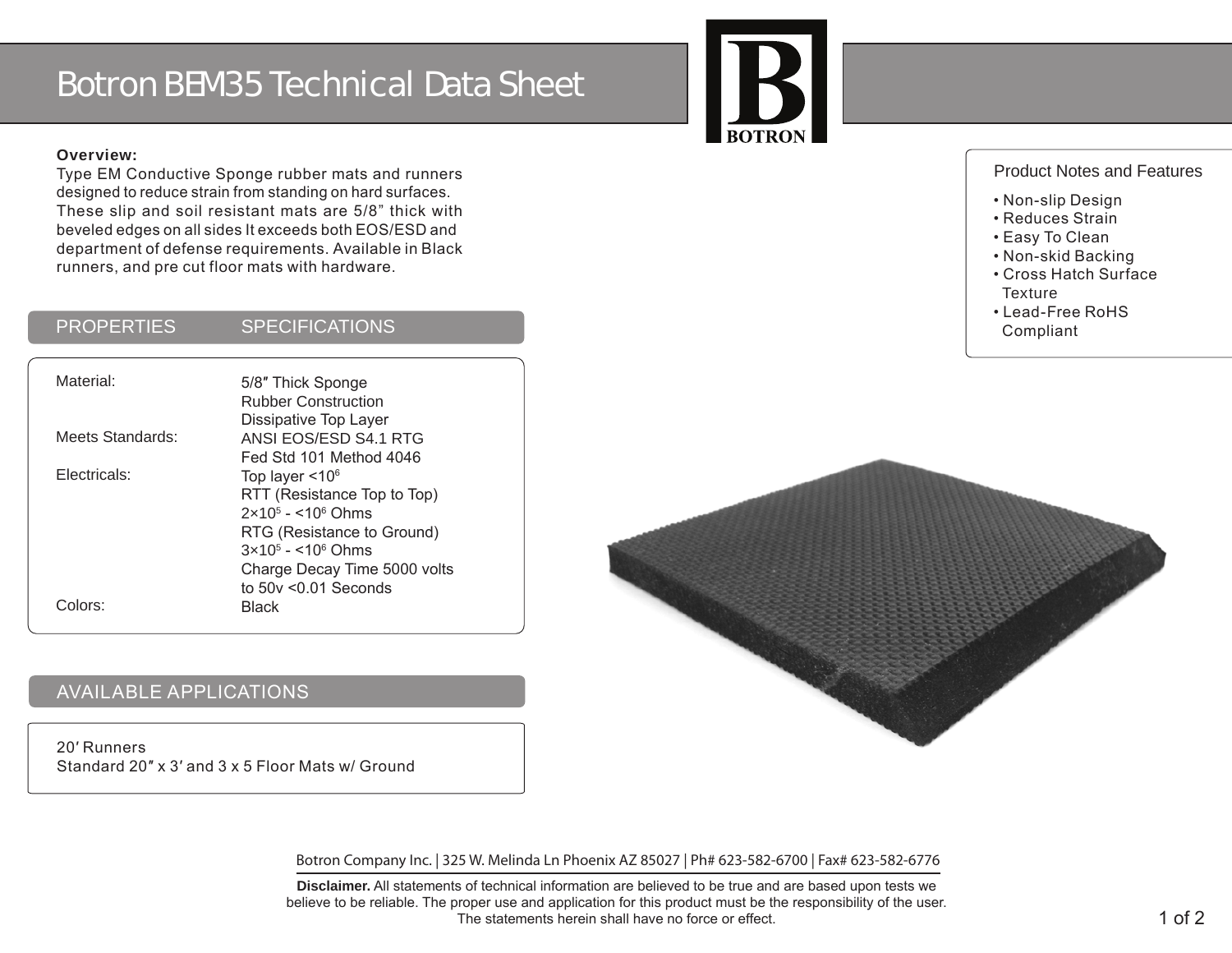# Botron BEM35 Technical Data Sheet

**Overview:**
Type EM Conductive Sponge rubber mats and runners designed to reduce strain from standing on hard surfaces. These slip and soil resistant mats are 5/8" thick with beveled edges on all sides It exceeds both EOS/ESD and department of defense requirements. Available in Black runners, and pre cut floor mats with hardware.

## Product Notes and Features

- Non-slip Design
- Reduces Strain
- Easy To Clean
- Non-skid Backing
- Cross Hatch Surface Texture
- Lead-Free RoHS Compliant

| PROPERTIES | SPECIFICATIONS |
| --- | --- |
| Material: | 5/8″ Thick Sponge Rubber Construction Dissipative Top Layer |
| Meets Standards: | ANSI EOS/ESD S4.1 RTG Fed Std 101 Method 4046 |
| Electricals: | Top layer $<10^6$ RTT (Resistance Top to Top) $2\times10^5$ - $<10^6$ Ohms RTG (Resistance to Ground) $3\times10^5$ - $<10^6$ Ohms Charge Decay Time 5000 volts to 50v <0.01 Seconds |
| Colors: | Black |

## AVAILABLE APPLICATIONS

20′ Runners
Standard 20″ x 3′ and 3 x 5 Floor Mats w/ Ground

Botron Company Inc. | 325 W. Melinda Ln Phoenix AZ 85027 | Ph# 623-582-6700 | Fax# 623-582-6776

**Disclaimer.** All statements of technical information are believed to be true and are based upon tests we believe to be reliable. The proper use and application for this product must be the responsibility of the user. The statements herein shall have no force or effect.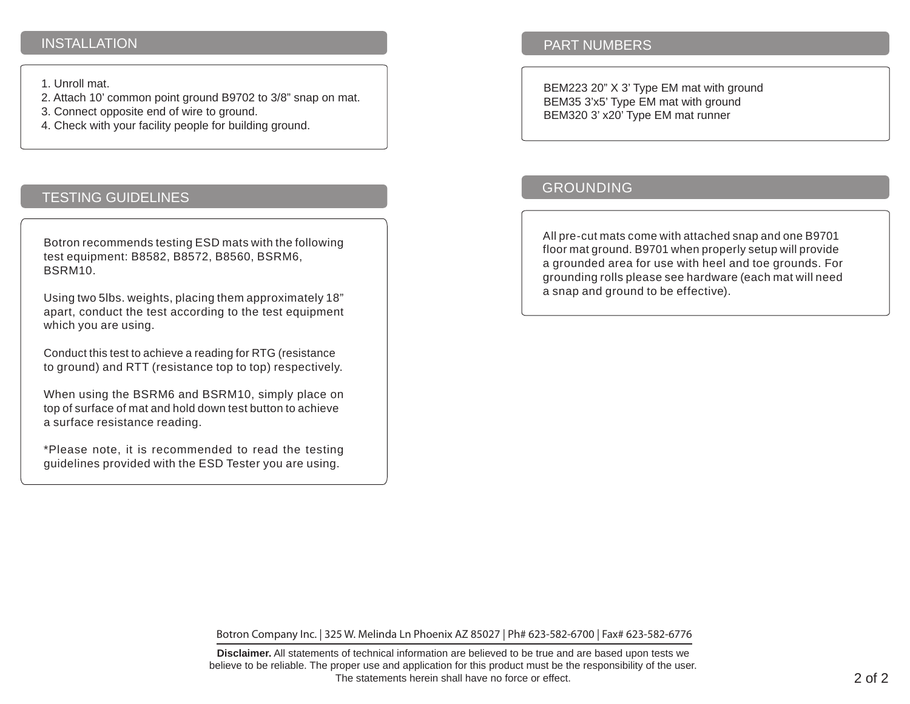## INSTALLATION

1. Unroll mat.
2. Attach 10’ common point ground B9702 to 3/8” snap on mat.
3. Connect opposite end of wire to ground.
4. Check with your facility people for building ground.

## TESTING GUIDELINES

Botron recommends testing ESD mats with the following test equipment: B8582, B8572, B8560, BSRM6, BSRM10.

Using two 5lbs. weights, placing them approximately 18” apart, conduct the test according to the test equipment which you are using.

Conduct this test to achieve a reading for RTG (resistance to ground) and RTT (resistance top to top) respectively.

When using the BSRM6 and BSRM10, simply place on top of surface of mat and hold down test button to achieve a surface resistance reading.

*Please note, it is recommended to read the testing guidelines provided with the ESD Tester you are using.

## PART NUMBERS

BEM223 20” X 3’ Type EM mat with ground
BEM35 3’x5’ Type EM mat with ground
BEM320 3’ x20’ Type EM mat runner

## GROUNDING

All pre-cut mats come with attached snap and one B9701 floor mat ground. B9701 when properly setup will provide a grounded area for use with heel and toe grounds. For grounding rolls please see hardware (each mat will need a snap and ground to be effective).

Botron Company Inc. | 325 W. Melinda Ln Phoenix AZ 85027 | Ph# 623-582-6700 | Fax# 623-582-6776

**Disclaimer.** All statements of technical information are believed to be true and are based upon tests we believe to be reliable. The proper use and application for this product must be the responsibility of the user. The statements herein shall have no force or effect.